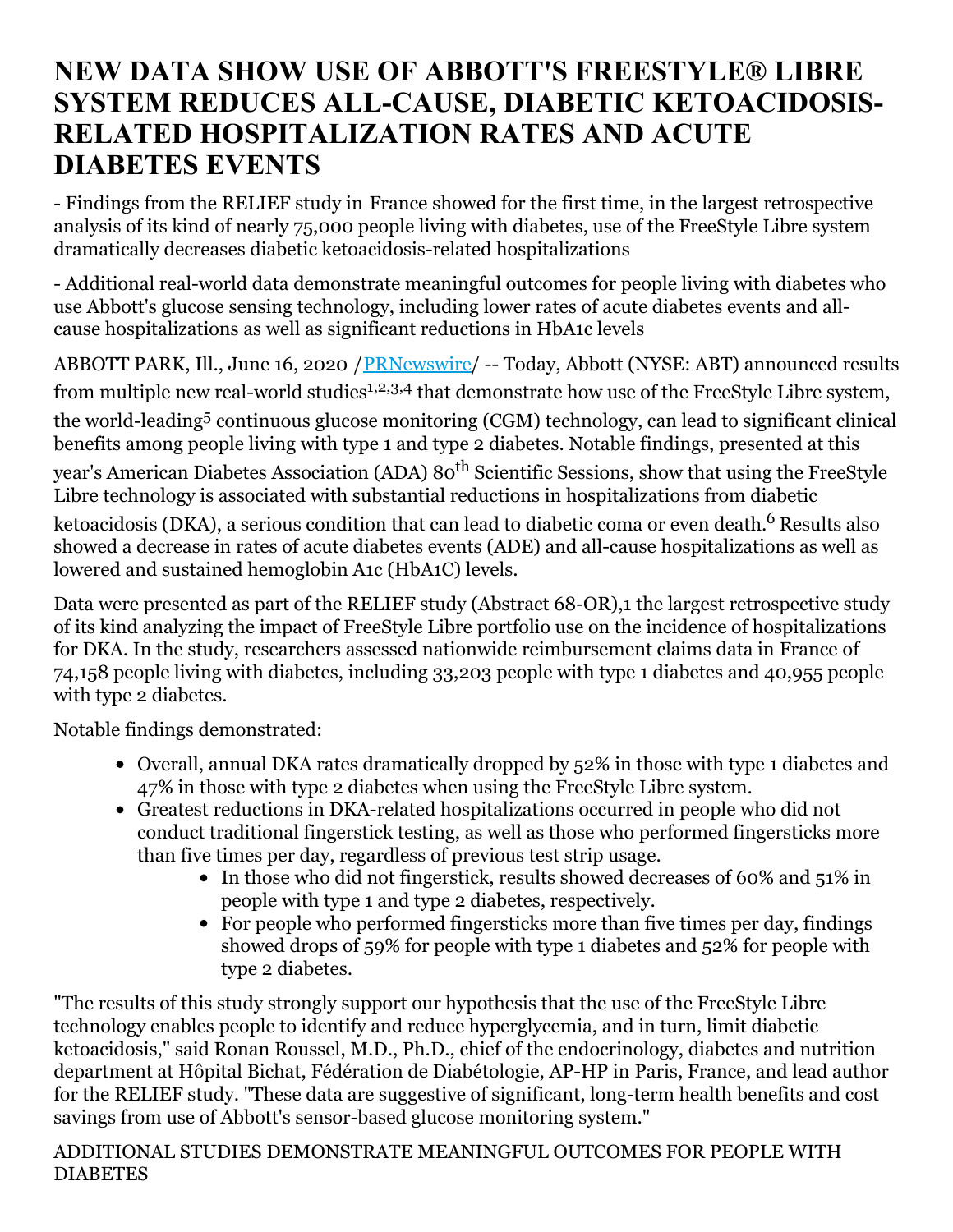# NEW DATA SHOW USE OF ABBOTT'S FREESTYLE® LIBRE SYSTEM REDUCES ALL-CAUSE, DIABETIC KETOACIDOSIS-RELATED HOSPITALIZATION RATES AND ACUTE DIABETES EVENTS

- Findings from the RELIEF study in France showed for the first time, in the largest retrospective analysis of its kind of nearly 75,000 people living with diabetes, use of the FreeStyle Libre system dramatically decreases diabetic ketoacidosis-related hospitalizations

- Additional real-world data demonstrate meaningful outcomes for people living with diabetes who use Abbott's glucose sensing technology, including lower rates of acute diabetes events and all-cause hospitalizations as well as significant reductions in HbA1c levels

ABBOTT PARK, Ill., June 16, 2020 /PRNewswire/ -- Today, Abbott (NYSE: ABT) announced results from multiple new real-world studies[1,2,3,4] that demonstrate how use of the FreeStyle Libre system, the world-leading[5] continuous glucose monitoring (CGM) technology, can lead to significant clinical benefits among people living with type 1 and type 2 diabetes. Notable findings, presented at this year's American Diabetes Association (ADA) 80th Scientific Sessions, show that using the FreeStyle Libre technology is associated with substantial reductions in hospitalizations from diabetic ketoacidosis (DKA), a serious condition that can lead to diabetic coma or even death.[6] Results also showed a decrease in rates of acute diabetes events (ADE) and all-cause hospitalizations as well as lowered and sustained hemoglobin A1c (HbA1C) levels.

Data were presented as part of the RELIEF study (Abstract 68-OR),1 the largest retrospective study of its kind analyzing the impact of FreeStyle Libre portfolio use on the incidence of hospitalizations for DKA. In the study, researchers assessed nationwide reimbursement claims data in France of 74,158 people living with diabetes, including 33,203 people with type 1 diabetes and 40,955 people with type 2 diabetes.

Notable findings demonstrated:

- Overall, annual DKA rates dramatically dropped by 52% in those with type 1 diabetes and 47% in those with type 2 diabetes when using the FreeStyle Libre system.
- Greatest reductions in DKA-related hospitalizations occurred in people who did not conduct traditional fingerstick testing, as well as those who performed fingersticks more than five times per day, regardless of previous test strip usage.
  - In those who did not fingerstick, results showed decreases of 60% and 51% in people with type 1 and type 2 diabetes, respectively.
  - For people who performed fingersticks more than five times per day, findings showed drops of 59% for people with type 1 diabetes and 52% for people with type 2 diabetes.

"The results of this study strongly support our hypothesis that the use of the FreeStyle Libre technology enables people to identify and reduce hyperglycemia, and in turn, limit diabetic ketoacidosis," said Ronan Roussel, M.D., Ph.D., chief of the endocrinology, diabetes and nutrition department at Hôpital Bichat, Fédération de Diabétologie, AP-HP in Paris, France, and lead author for the RELIEF study. "These data are suggestive of significant, long-term health benefits and cost savings from use of Abbott's sensor-based glucose monitoring system."

ADDITIONAL STUDIES DEMONSTRATE MEANINGFUL OUTCOMES FOR PEOPLE WITH DIABETES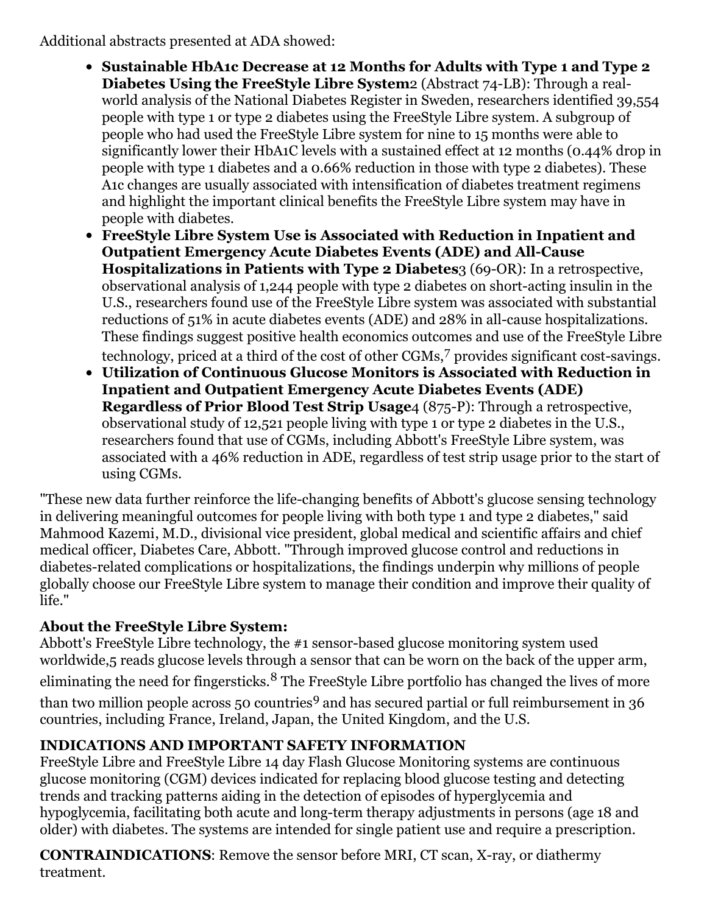Additional abstracts presented at ADA showed:

- **Sustainable HbA1c Decrease at 12 Months for Adults with Type 1 and Type 2 Diabetes Using the FreeStyle Libre System**[2] (Abstract 74-LB): Through a real-world analysis of the National Diabetes Register in Sweden, researchers identified 39,554 people with type 1 or type 2 diabetes using the FreeStyle Libre system. A subgroup of people who had used the FreeStyle Libre system for nine to 15 months were able to significantly lower their HbA1C levels with a sustained effect at 12 months (0.44% drop in people with type 1 diabetes and a 0.66% reduction in those with type 2 diabetes). These A1c changes are usually associated with intensification of diabetes treatment regimens and highlight the important clinical benefits the FreeStyle Libre system may have in people with diabetes.
- **FreeStyle Libre System Use is Associated with Reduction in Inpatient and Outpatient Emergency Acute Diabetes Events (ADE) and All-Cause Hospitalizations in Patients with Type 2 Diabetes**[3] (69-OR): In a retrospective, observational analysis of 1,244 people with type 2 diabetes on short-acting insulin in the U.S., researchers found use of the FreeStyle Libre system was associated with substantial reductions of 51% in acute diabetes events (ADE) and 28% in all-cause hospitalizations. These findings suggest positive health economics outcomes and use of the FreeStyle Libre technology, priced at a third of the cost of other CGMs,[7] provides significant cost-savings.
- **Utilization of Continuous Glucose Monitors is Associated with Reduction in Inpatient and Outpatient Emergency Acute Diabetes Events (ADE) Regardless of Prior Blood Test Strip Usage**[4] (875-P): Through a retrospective, observational study of 12,521 people living with type 1 or type 2 diabetes in the U.S., researchers found that use of CGMs, including Abbott's FreeStyle Libre system, was associated with a 46% reduction in ADE, regardless of test strip usage prior to the start of using CGMs.

"These new data further reinforce the life-changing benefits of Abbott's glucose sensing technology in delivering meaningful outcomes for people living with both type 1 and type 2 diabetes," said Mahmood Kazemi, M.D., divisional vice president, global medical and scientific affairs and chief medical officer, Diabetes Care, Abbott. "Through improved glucose control and reductions in diabetes-related complications or hospitalizations, the findings underpin why millions of people globally choose our FreeStyle Libre system to manage their condition and improve their quality of life."

**About the FreeStyle Libre System:**
Abbott's FreeStyle Libre technology, the #1 sensor-based glucose monitoring system used worldwide,[5] reads glucose levels through a sensor that can be worn on the back of the upper arm, eliminating the need for fingersticks.[8] The FreeStyle Libre portfolio has changed the lives of more than two million people across 50 countries[9] and has secured partial or full reimbursement in 36 countries, including France, Ireland, Japan, the United Kingdom, and the U.S.

**INDICATIONS AND IMPORTANT SAFETY INFORMATION**
FreeStyle Libre and FreeStyle Libre 14 day Flash Glucose Monitoring systems are continuous glucose monitoring (CGM) devices indicated for replacing blood glucose testing and detecting trends and tracking patterns aiding in the detection of episodes of hyperglycemia and hypoglycemia, facilitating both acute and long-term therapy adjustments in persons (age 18 and older) with diabetes. The systems are intended for single patient use and require a prescription.

**CONTRAINDICATIONS**: Remove the sensor before MRI, CT scan, X-ray, or diathermy treatment.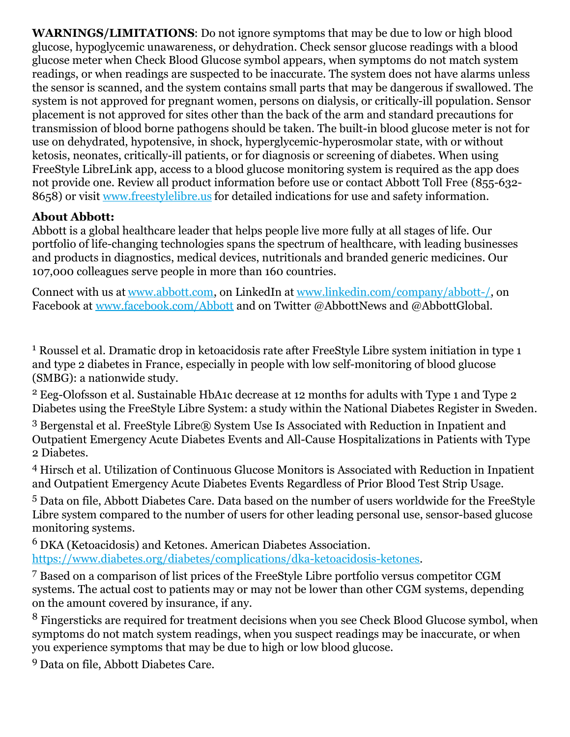**WARNINGS/LIMITATIONS**: Do not ignore symptoms that may be due to low or high blood glucose, hypoglycemic unawareness, or dehydration. Check sensor glucose readings with a blood glucose meter when Check Blood Glucose symbol appears, when symptoms do not match system readings, or when readings are suspected to be inaccurate. The system does not have alarms unless the sensor is scanned, and the system contains small parts that may be dangerous if swallowed. The system is not approved for pregnant women, persons on dialysis, or critically-ill population. Sensor placement is not approved for sites other than the back of the arm and standard precautions for transmission of blood borne pathogens should be taken. The built-in blood glucose meter is not for use on dehydrated, hypotensive, in shock, hyperglycemic-hyperosmolar state, with or without ketosis, neonates, critically-ill patients, or for diagnosis or screening of diabetes. When using FreeStyle LibreLink app, access to a blood glucose monitoring system is required as the app does not provide one. Review all product information before use or contact Abbott Toll Free (855-632-8658) or visit [www.freestylelibre.us](http://www.freestylelibre.us) for detailed indications for use and safety information.

**About Abbott:**
Abbott is a global healthcare leader that helps people live more fully at all stages of life. Our portfolio of life-changing technologies spans the spectrum of healthcare, with leading businesses and products in diagnostics, medical devices, nutritionals and branded generic medicines. Our 107,000 colleagues serve people in more than 160 countries.

Connect with us at [www.abbott.com](http://www.abbott.com), on LinkedIn at [www.linkedin.com/company/abbott-/](http://www.linkedin.com/company/abbott-/), on Facebook at [www.facebook.com/Abbott](http://www.facebook.com/Abbott) and on Twitter @AbbottNews and @AbbottGlobal.

[1] Roussel et al. Dramatic drop in ketoacidosis rate after FreeStyle Libre system initiation in type 1 and type 2 diabetes in France, especially in people with low self-monitoring of blood glucose (SMBG): a nationwide study.

[2] Eeg-Olofsson et al. Sustainable HbA1c decrease at 12 months for adults with Type 1 and Type 2 Diabetes using the FreeStyle Libre System: a study within the National Diabetes Register in Sweden.

[3] Bergenstal et al. FreeStyle Libre® System Use Is Associated with Reduction in Inpatient and Outpatient Emergency Acute Diabetes Events and All-Cause Hospitalizations in Patients with Type 2 Diabetes.

[4] Hirsch et al. Utilization of Continuous Glucose Monitors is Associated with Reduction in Inpatient and Outpatient Emergency Acute Diabetes Events Regardless of Prior Blood Test Strip Usage.

[5] Data on file, Abbott Diabetes Care. Data based on the number of users worldwide for the FreeStyle Libre system compared to the number of users for other leading personal use, sensor-based glucose monitoring systems.

[6] DKA (Ketoacidosis) and Ketones. American Diabetes Association. [https://www.diabetes.org/diabetes/complications/dka-ketoacidosis-ketones](https://www.diabetes.org/diabetes/complications/dka-ketoacidosis-ketones).

[7] Based on a comparison of list prices of the FreeStyle Libre portfolio versus competitor CGM systems. The actual cost to patients may or may not be lower than other CGM systems, depending on the amount covered by insurance, if any.

[8] Fingersticks are required for treatment decisions when you see Check Blood Glucose symbol, when symptoms do not match system readings, when you suspect readings may be inaccurate, or when you experience symptoms that may be due to high or low blood glucose.

[9] Data on file, Abbott Diabetes Care.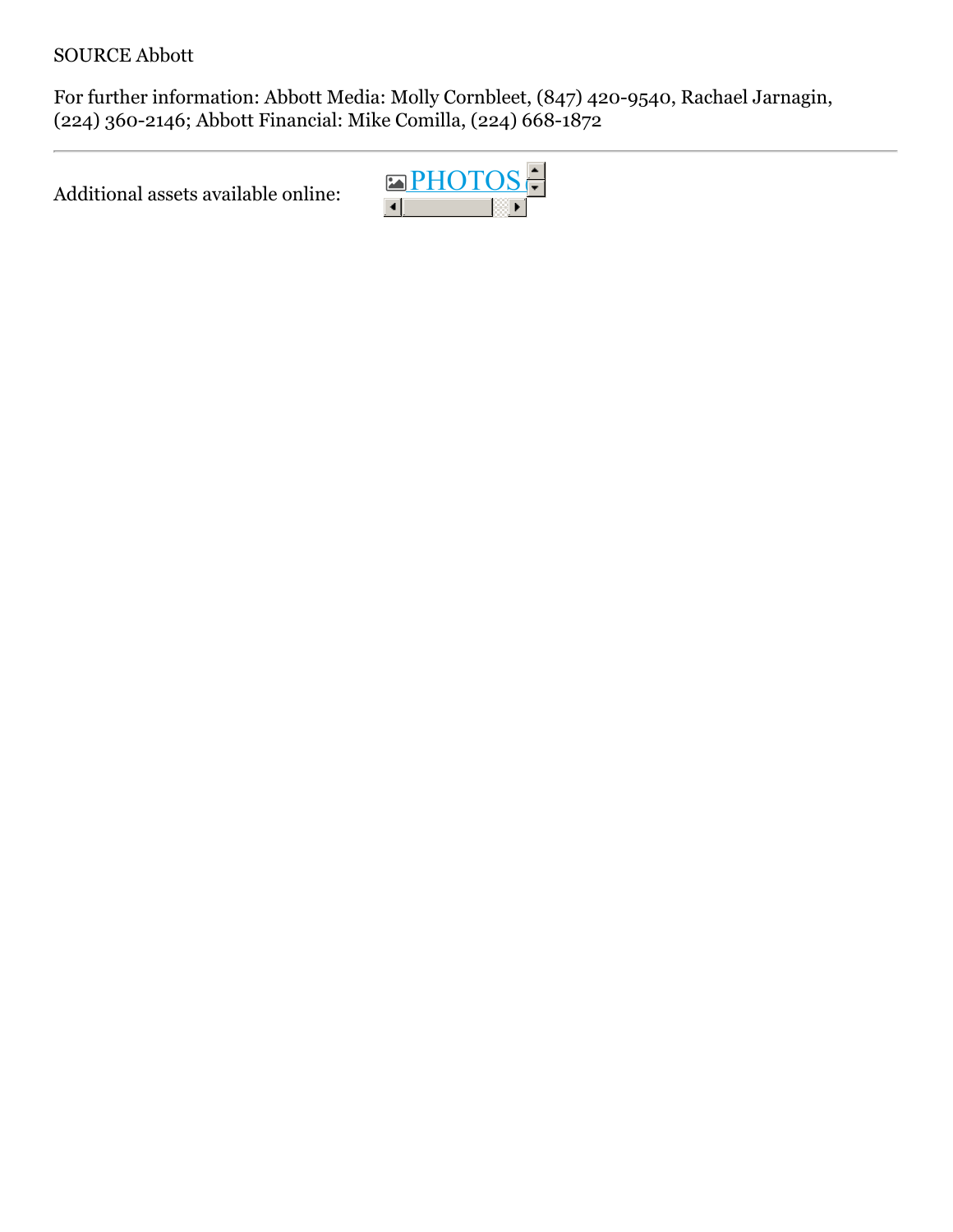SOURCE Abbott

For further information: Abbott Media: Molly Cornbleet, (847) 420-9540, Rachael Jarnagin, (224) 360-2146; Abbott Financial: Mike Comilla, (224) 668-1872

---

Additional assets available online: PHOTOS